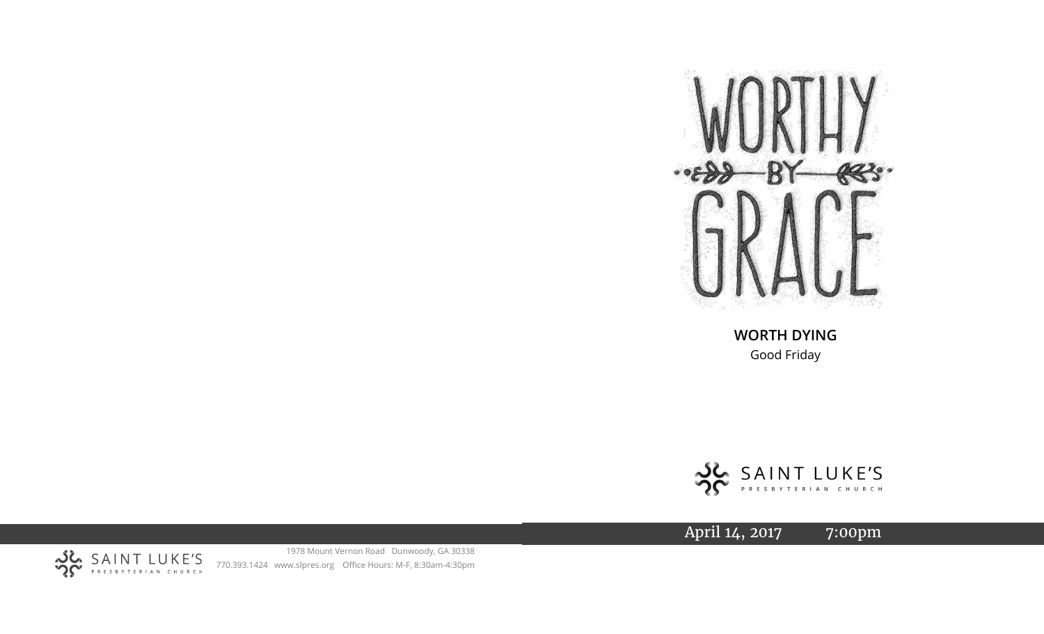# WORTHY BY GRACE

**WORTH DYING**

Good Friday

SAINT LUKE'S PRESBYTERIAN CHURCH

April 14, 2017 7:00pm

SAINT LUKE'S PRESBYTERIAN CHURCH

1978 Mount Vernon Road Dunwoody, GA 30338

770.393.1424 www.slpres.org Office Hours: M-F, 8:30am-4:30pm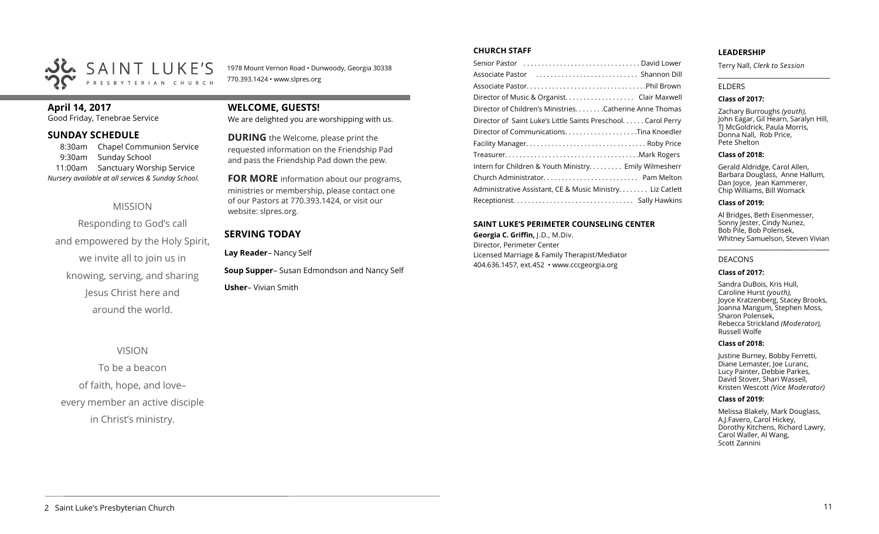SAINT LUKE'S PRESBYTERIAN CHURCH

1978 Mount Vernon Road • Dunwoody, Georgia 30338
770.393.1424 • www.slpres.org

**April 14, 2017**
Good Friday, Tenebrae Service

## SUNDAY SCHEDULE

8:30am Chapel Communion Service
9:30am Sunday School
11:00am Sanctuary Worship Service
*Nursery available at all services & Sunday School.*

MISSION

Responding to God's call and empowered by the Holy Spirit, we invite all to join us in knowing, serving, and sharing Jesus Christ here and around the world.

VISION

To be a beacon of faith, hope, and love– every member an active disciple in Christ's ministry.

## WELCOME, GUESTS!

We are delighted you are worshipping with us.

**DURING** the Welcome, please print the requested information on the Friendship Pad and pass the Friendship Pad down the pew.

**FOR MORE** information about our programs, ministries or membership, please contact one of our Pastors at 770.393.1424, or visit our website: slpres.org.

## SERVING TODAY

**Lay Reader**– Nancy Self

**Soup Supper**– Susan Edmondson and Nancy Self

**Usher**– Vivian Smith

### CHURCH STAFF

Senior Pastor . . . . . . . . . . . . David Lower
Associate Pastor . . . . . . . . . . . . Shannon Dill
Associate Pastor. . . . . . . . . . . . Phil Brown
Director of Music & Organist. . . . . . . . . . . . Clair Maxwell
Director of Children's Ministries. . . . . . . . Catherine Anne Thomas
Director of Saint Luke's Little Saints Preschool. . . . . . Carol Perry
Director of Communications. . . . . . . . . . . . Tina Knoedler
Facility Manager. . . . . . . . . . . . Roby Price
Treasurer. . . . . . . . . . . . Mark Rogers
Intern for Children & Youth Ministry. . . . . . . . . Emily Wilmesherr
Church Administrator. . . . . . . . . . . . Pam Melton
Administrative Assistant, CE & Music Ministry. . . . . . . . Liz Catlett
Receptionist. . . . . . . . . . . . Sally Hawkins

### SAINT LUKE'S PERIMETER COUNSELING CENTER

**Georgia C. Griffin,** J.D., M.Div.
Director, Perimeter Center
Licensed Marriage & Family Therapist/Mediator
404.636.1457, ext.452 • www.cccgeorgia.org

### LEADERSHIP

Terry Nall, *Clerk to Session*

ELDERS

**Class of 2017:**

Zachary Burroughs *(youth),* John Eagar, Gil Hearn, Saralyn Hill, TJ McGoldrick, Paula Morris, Donna Nall, Rob Price, Pete Shelton

**Class of 2018:**

Gerald Aldridge, Carol Allen, Barbara Douglass, Anne Hallum, Dan Joyce, Jean Kammerer, Chip Williams, Bill Womack

**Class of 2019:**

Al Bridges, Beth Eisenmesser, Sonny Jester, Cindy Nunez, Bob Pile, Bob Polensek, Whitney Samuelson, Steven Vivian

DEACONS

**Class of 2017:**

Sandra DuBois, Kris Hull, Caroline Hurst *(youth),* Joyce Kratzenberg, Stacey Brooks, Joanna Mangum, Stephen Moss, Sharon Polensek, Rebecca Strickland *(Moderator),* Russell Wolfe

**Class of 2018:**

Justine Burney, Bobby Ferretti, Diane Lemaster, Joe Luranc, Lucy Painter, Debbie Parkes, David Stover, Shari Wassell, Kristen Wescott *(Vice Moderator)*

**Class of 2019:**

Melissa Blakely, Mark Douglass, A.J.Favero, Carol Hickey, Dorothy Kitchens, Richard Lawry, Carol Waller, Al Wang, Scott Zannini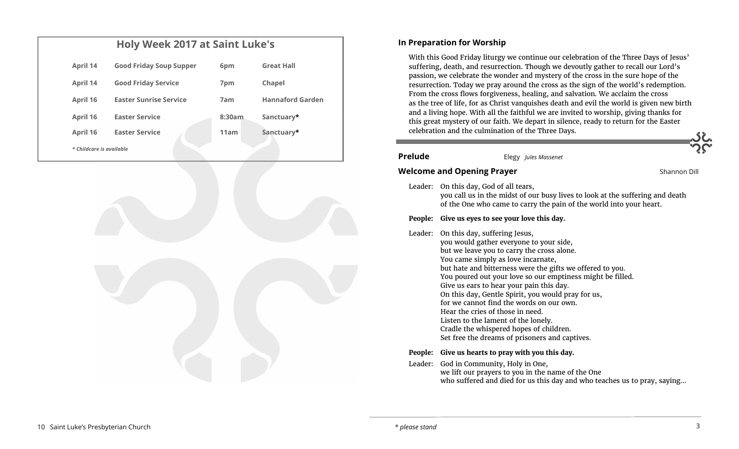## Holy Week 2017 at Saint Luke's

| | | | |
|---|---|---|---|
| April 14 | Good Friday Soup Supper | 6pm | Great Hall |
| April 14 | Good Friday Service | 7pm | Chapel |
| April 16 | Easter Sunrise Service | 7am | Hannaford Garden |
| April 16 | Easter Service | 8:30am | Sanctuary* |
| April 16 | Easter Service | 11am | Sanctuary* |

*\* Childcare is available*

### In Preparation for Worship

With this Good Friday liturgy we continue our celebration of the Three Days of Jesus' suffering, death, and resurrection. Though we devoutly gather to recall our Lord's passion, we celebrate the wonder and mystery of the cross in the sure hope of the resurrection. Today we pray around the cross as the sign of the world's redemption. From the cross flows forgiveness, healing, and salvation. We acclaim the cross as the tree of life, for as Christ vanquishes death and evil the world is given new birth and a living hope. With all the faithful we are invited to worship, giving thanks for this great mystery of our faith. We depart in silence, ready to return for the Easter celebration and the culmination of the Three Days.

**Prelude** Elegy *Jules Massenet*

**Welcome and Opening Prayer** Shannon Dill

Leader: On this day, God of all tears,
you call us in the midst of our busy lives to look at the suffering and death of the One who came to carry the pain of the world into your heart.

**People: Give us eyes to see your love this day.**

Leader: On this day, suffering Jesus,
you would gather everyone to your side,
but we leave you to carry the cross alone.
You came simply as love incarnate,
but hate and bitterness were the gifts we offered to you.
You poured out your love so our emptiness might be filled.
Give us ears to hear your pain this day.
On this day, Gentle Spirit, you would pray for us,
for we cannot find the words on our own.
Hear the cries of those in need.
Listen to the lament of the lonely.
Cradle the whispered hopes of children.
Set free the dreams of prisoners and captives.

**People: Give us hearts to pray with you this day.**

Leader: God in Community, Holy in One,
we lift our prayers to you in the name of the One
who suffered and died for us this day and who teaches us to pray, saying...

*\* please stand*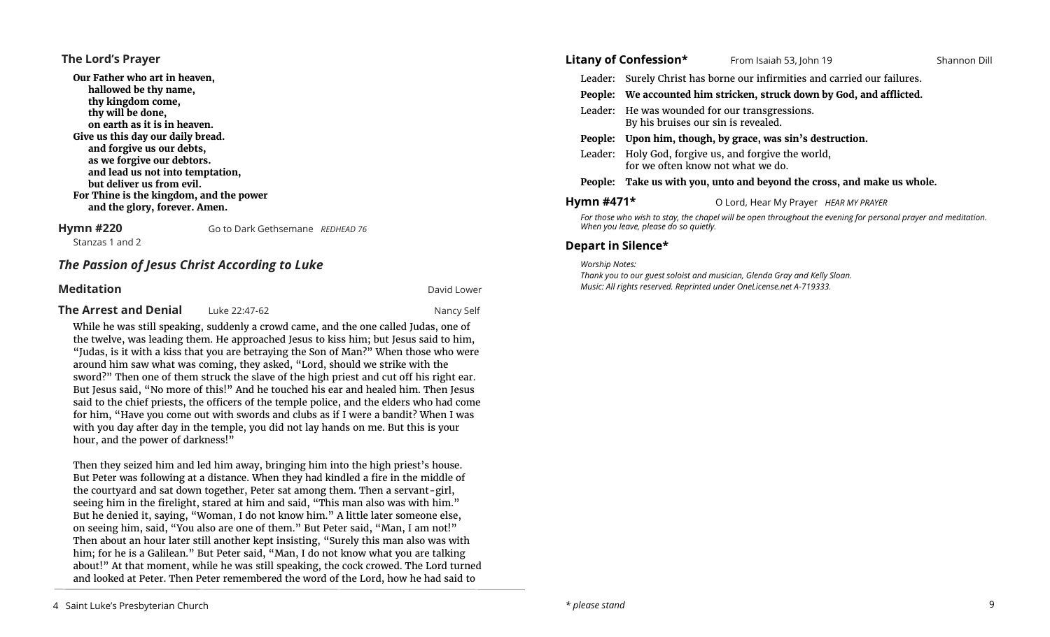## The Lord's Prayer

**Our Father who art in heaven,**
**hallowed be thy name,**
**thy kingdom come,**
**thy will be done,**
**on earth as it is in heaven.**
**Give us this day our daily bread.**
**and forgive us our debts,**
**as we forgive our debtors.**
**and lead us not into temptation,**
**but deliver us from evil.**
**For Thine is the kingdom, and the power**
**and the glory, forever. Amen.**

**Hymn #220** Go to Dark Gethsemane *REDHEAD 76*
Stanzas 1 and 2

## *The Passion of Jesus Christ According to Luke*

**Meditation** David Lower

**The Arrest and Denial** Luke 22:47-62 Nancy Self

While he was still speaking, suddenly a crowd came, and the one called Judas, one of the twelve, was leading them. He approached Jesus to kiss him; but Jesus said to him, "Judas, is it with a kiss that you are betraying the Son of Man?" When those who were around him saw what was coming, they asked, "Lord, should we strike with the sword?" Then one of them struck the slave of the high priest and cut off his right ear. But Jesus said, "No more of this!" And he touched his ear and healed him. Then Jesus said to the chief priests, the officers of the temple police, and the elders who had come for him, "Have you come out with swords and clubs as if I were a bandit? When I was with you day after day in the temple, you did not lay hands on me. But this is your hour, and the power of darkness!"

Then they seized him and led him away, bringing him into the high priest's house. But Peter was following at a distance. When they had kindled a fire in the middle of the courtyard and sat down together, Peter sat among them. Then a servant-girl, seeing him in the firelight, stared at him and said, "This man also was with him." But he denied it, saying, "Woman, I do not know him." A little later someone else, on seeing him, said, "You also are one of them." But Peter said, "Man, I am not!" Then about an hour later still another kept insisting, "Surely this man also was with him; for he is a Galilean." But Peter said, "Man, I do not know what you are talking about!" At that moment, while he was still speaking, the cock crowed. The Lord turned and looked at Peter. Then Peter remembered the word of the Lord, how he had said to

**Litany of Confession*** From Isaiah 53, John 19 Shannon Dill

Leader: Surely Christ has borne our infirmities and carried our failures.

**People: We accounted him stricken, struck down by God, and afflicted.**

Leader: He was wounded for our transgressions.
By his bruises our sin is revealed.

**People: Upon him, though, by grace, was sin's destruction.**

Leader: Holy God, forgive us, and forgive the world,
for we often know not what we do.

**People: Take us with you, unto and beyond the cross, and make us whole.**

**Hymn #471*** O Lord, Hear My Prayer *HEAR MY PRAYER*

*For those who wish to stay, the chapel will be open throughout the evening for personal prayer and meditation. When you leave, please do so quietly.*

**Depart in Silence***

*Worship Notes:*
*Thank you to our guest soloist and musician, Glenda Gray and Kelly Sloan.*
*Music: All rights reserved. Reprinted under OneLicense.net A-719333.*

*\* please stand*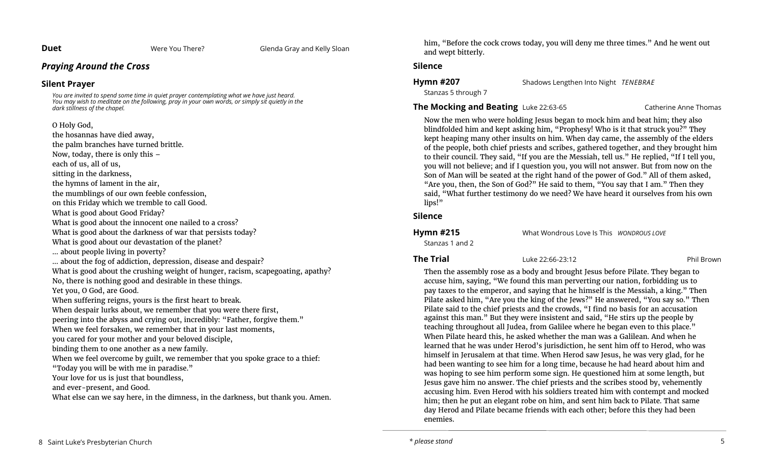**Duet** Were You There? Glenda Gray and Kelly Sloan

### *Praying Around the Cross*

#### Silent Prayer

*You are invited to spend some time in quiet prayer contemplating what we have just heard. You may wish to meditate on the following, pray in your own words, or simply sit quietly in the dark stillness of the chapel.*

O Holy God,
the hosannas have died away,
the palm branches have turned brittle.
Now, today, there is only this –
each of us, all of us,
sitting in the darkness,
the hymns of lament in the air,
the mumblings of our own feeble confession,
on this Friday which we tremble to call Good.
What is good about Good Friday?
What is good about the innocent one nailed to a cross?
What is good about the darkness of war that persists today?
What is good about our devastation of the planet?
… about people living in poverty?
… about the fog of addiction, depression, disease and despair?
What is good about the crushing weight of hunger, racism, scapegoating, apathy?
No, there is nothing good and desirable in these things.
Yet you, O God, are Good.
When suffering reigns, yours is the first heart to break.
When despair lurks about, we remember that you were there first,
peering into the abyss and crying out, incredibly: "Father, forgive them."
When we feel forsaken, we remember that in your last moments,
you cared for your mother and your beloved disciple,
binding them to one another as a new family.
When we feel overcome by guilt, we remember that you spoke grace to a thief:
"Today you will be with me in paradise."
Your love for us is just that boundless,
and ever-present, and Good.
What else can we say here, in the dimness, in the darkness, but thank you. Amen.

him, "Before the cock crows today, you will deny me three times." And he went out and wept bitterly.

#### Silence

**Hymn #207** Shadows Lengthen Into Night *TENEBRAE*
Stanzas 5 through 7

**The Mocking and Beating** Luke 22:63-65 Catherine Anne Thomas

Now the men who were holding Jesus began to mock him and beat him; they also blindfolded him and kept asking him, "Prophesy! Who is it that struck you?" They kept heaping many other insults on him. When day came, the assembly of the elders of the people, both chief priests and scribes, gathered together, and they brought him to their council. They said, "If you are the Messiah, tell us." He replied, "If I tell you, you will not believe; and if I question you, you will not answer. But from now on the Son of Man will be seated at the right hand of the power of God." All of them asked, "Are you, then, the Son of God?" He said to them, "You say that I am." Then they said, "What further testimony do we need? We have heard it ourselves from his own lips!"

#### Silence

**Hymn #215** What Wondrous Love Is This *WONDROUS LOVE*
Stanzas 1 and 2

**The Trial** Luke 22:66-23:12 Phil Brown

Then the assembly rose as a body and brought Jesus before Pilate. They began to accuse him, saying, "We found this man perverting our nation, forbidding us to pay taxes to the emperor, and saying that he himself is the Messiah, a king." Then Pilate asked him, "Are you the king of the Jews?" He answered, "You say so." Then Pilate said to the chief priests and the crowds, "I find no basis for an accusation against this man." But they were insistent and said, "He stirs up the people by teaching throughout all Judea, from Galilee where he began even to this place." When Pilate heard this, he asked whether the man was a Galilean. And when he learned that he was under Herod's jurisdiction, he sent him off to Herod, who was himself in Jerusalem at that time. When Herod saw Jesus, he was very glad, for he had been wanting to see him for a long time, because he had heard about him and was hoping to see him perform some sign. He questioned him at some length, but Jesus gave him no answer. The chief priests and the scribes stood by, vehemently accusing him. Even Herod with his soldiers treated him with contempt and mocked him; then he put an elegant robe on him, and sent him back to Pilate. That same day Herod and Pilate became friends with each other; before this they had been enemies.

*\* please stand*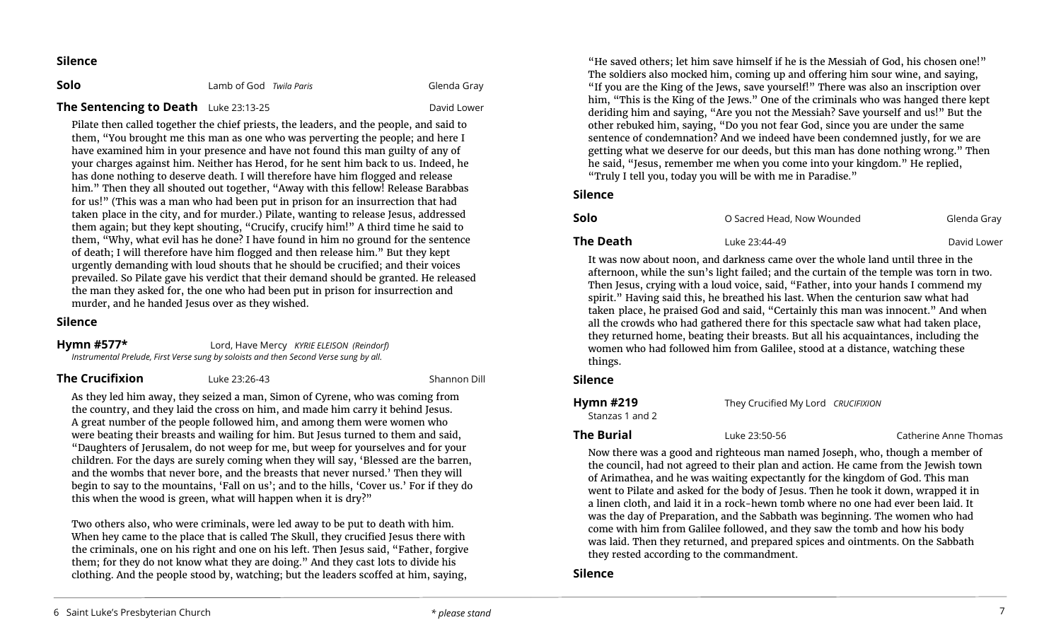**Silence**

**Solo** Lamb of God *Twila Paris* Glenda Gray

**The Sentencing to Death** Luke 23:13-25 David Lower

Pilate then called together the chief priests, the leaders, and the people, and said to them, "You brought me this man as one who was perverting the people; and here I have examined him in your presence and have not found this man guilty of any of your charges against him. Neither has Herod, for he sent him back to us. Indeed, he has done nothing to deserve death. I will therefore have him flogged and release him." Then they all shouted out together, "Away with this fellow! Release Barabbas for us!" (This was a man who had been put in prison for an insurrection that had taken place in the city, and for murder.) Pilate, wanting to release Jesus, addressed them again; but they kept shouting, "Crucify, crucify him!" A third time he said to them, "Why, what evil has he done? I have found in him no ground for the sentence of death; I will therefore have him flogged and then release him." But they kept urgently demanding with loud shouts that he should be crucified; and their voices prevailed. So Pilate gave his verdict that their demand should be granted. He released the man they asked for, the one who had been put in prison for insurrection and murder, and he handed Jesus over as they wished.

**Silence**

**Hymn #577*** Lord, Have Mercy *KYRIE ELEISON (Reindorf)*
*Instrumental Prelude, First Verse sung by soloists and then Second Verse sung by all.*

**The Crucifixion** Luke 23:26-43 Shannon Dill

As they led him away, they seized a man, Simon of Cyrene, who was coming from the country, and they laid the cross on him, and made him carry it behind Jesus. A great number of the people followed him, and among them were women who were beating their breasts and wailing for him. But Jesus turned to them and said, "Daughters of Jerusalem, do not weep for me, but weep for yourselves and for your children. For the days are surely coming when they will say, 'Blessed are the barren, and the wombs that never bore, and the breasts that never nursed.' Then they will begin to say to the mountains, 'Fall on us'; and to the hills, 'Cover us.' For if they do this when the wood is green, what will happen when it is dry?"

Two others also, who were criminals, were led away to be put to death with him. When hey came to the place that is called The Skull, they crucified Jesus there with the criminals, one on his right and one on his left. Then Jesus said, "Father, forgive them; for they do not know what they are doing." And they cast lots to divide his clothing. And the people stood by, watching; but the leaders scoffed at him, saying, "He saved others; let him save himself if he is the Messiah of God, his chosen one!" The soldiers also mocked him, coming up and offering him sour wine, and saying, "If you are the King of the Jews, save yourself!" There was also an inscription over him, "This is the King of the Jews." One of the criminals who was hanged there kept deriding him and saying, "Are you not the Messiah? Save yourself and us!" But the other rebuked him, saying, "Do you not fear God, since you are under the same sentence of condemnation? And we indeed have been condemned justly, for we are getting what we deserve for our deeds, but this man has done nothing wrong." Then he said, "Jesus, remember me when you come into your kingdom." He replied, "Truly I tell you, today you will be with me in Paradise."

**Silence**

**Solo** O Sacred Head, Now Wounded Glenda Gray

**The Death** Luke 23:44-49 David Lower

It was now about noon, and darkness came over the whole land until three in the afternoon, while the sun's light failed; and the curtain of the temple was torn in two. Then Jesus, crying with a loud voice, said, "Father, into your hands I commend my spirit." Having said this, he breathed his last. When the centurion saw what had taken place, he praised God and said, "Certainly this man was innocent." And when all the crowds who had gathered there for this spectacle saw what had taken place, they returned home, beating their breasts. But all his acquaintances, including the women who had followed him from Galilee, stood at a distance, watching these things.

**Silence**

**Hymn #219** They Crucified My Lord *CRUCIFIXION*
Stanzas 1 and 2

**The Burial** Luke 23:50-56 Catherine Anne Thomas

Now there was a good and righteous man named Joseph, who, though a member of the council, had not agreed to their plan and action. He came from the Jewish town of Arimathea, and he was waiting expectantly for the kingdom of God. This man went to Pilate and asked for the body of Jesus. Then he took it down, wrapped it in a linen cloth, and laid it in a rock-hewn tomb where no one had ever been laid. It was the day of Preparation, and the Sabbath was beginning. The women who had come with him from Galilee followed, and they saw the tomb and how his body was laid. Then they returned, and prepared spices and ointments. On the Sabbath they rested according to the commandment.

**Silence**

*\* please stand*